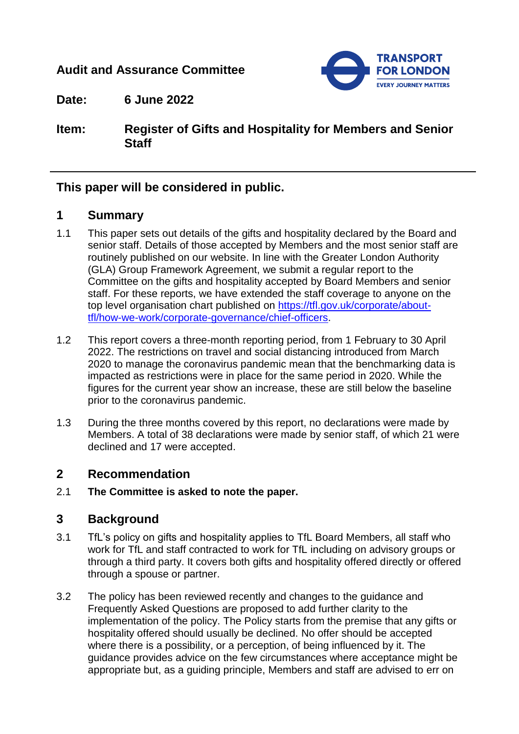**Audit and Assurance Committee**

**Date:** **6 June 2022**

**Item:** **Register of Gifts and Hospitality for Members and Senior Staff**

---

**This paper will be considered in public.**

## 1 Summary

1.1 This paper sets out details of the gifts and hospitality declared by the Board and senior staff. Details of those accepted by Members and the most senior staff are routinely published on our website. In line with the Greater London Authority (GLA) Group Framework Agreement, we submit a regular report to the Committee on the gifts and hospitality accepted by Board Members and senior staff. For these reports, we have extended the staff coverage to anyone on the top level organisation chart published on [https://tfl.gov.uk/corporate/about-tfl/how-we-work/corporate-governance/chief-officers](https://tfl.gov.uk/corporate/about-tfl/how-we-work/corporate-governance/chief-officers).

1.2 This report covers a three-month reporting period, from 1 February to 30 April 2022. The restrictions on travel and social distancing introduced from March 2020 to manage the coronavirus pandemic mean that the benchmarking data is impacted as restrictions were in place for the same period in 2020. While the figures for the current year show an increase, these are still below the baseline prior to the coronavirus pandemic.

1.3 During the three months covered by this report, no declarations were made by Members. A total of 38 declarations were made by senior staff, of which 21 were declined and 17 were accepted.

## 2 Recommendation

2.1 **The Committee is asked to note the paper.**

## 3 Background

3.1 TfL's policy on gifts and hospitality applies to TfL Board Members, all staff who work for TfL and staff contracted to work for TfL including on advisory groups or through a third party. It covers both gifts and hospitality offered directly or offered through a spouse or partner.

3.2 The policy has been reviewed recently and changes to the guidance and Frequently Asked Questions are proposed to add further clarity to the implementation of the policy. The Policy starts from the premise that any gifts or hospitality offered should usually be declined. No offer should be accepted where there is a possibility, or a perception, of being influenced by it. The guidance provides advice on the few circumstances where acceptance might be appropriate but, as a guiding principle, Members and staff are advised to err on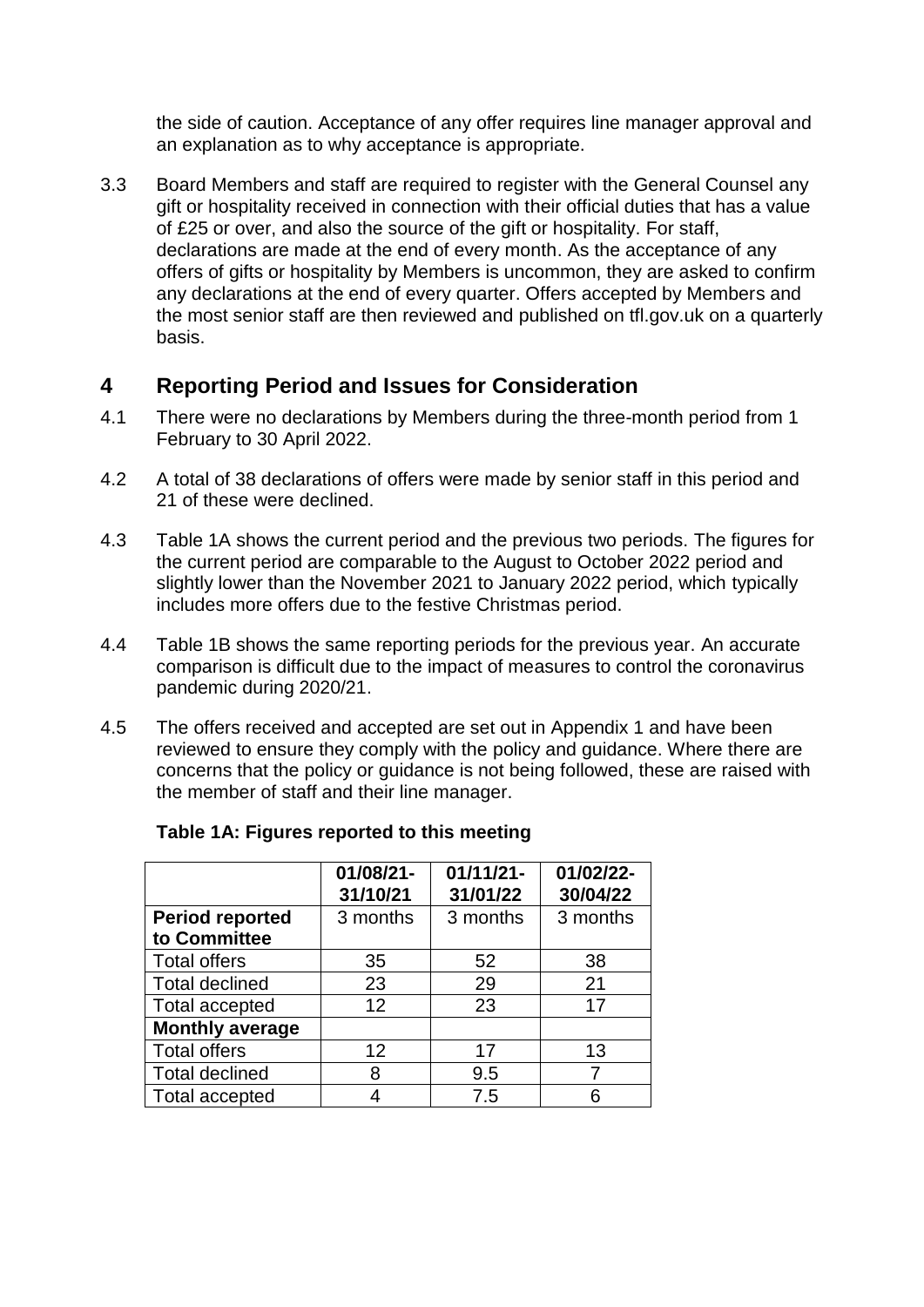the side of caution. Acceptance of any offer requires line manager approval and an explanation as to why acceptance is appropriate.

3.3 Board Members and staff are required to register with the General Counsel any gift or hospitality received in connection with their official duties that has a value of £25 or over, and also the source of the gift or hospitality. For staff, declarations are made at the end of every month. As the acceptance of any offers of gifts or hospitality by Members is uncommon, they are asked to confirm any declarations at the end of every quarter. Offers accepted by Members and the most senior staff are then reviewed and published on tfl.gov.uk on a quarterly basis.

## 4 Reporting Period and Issues for Consideration

4.1 There were no declarations by Members during the three-month period from 1 February to 30 April 2022.

4.2 A total of 38 declarations of offers were made by senior staff in this period and 21 of these were declined.

4.3 Table 1A shows the current period and the previous two periods. The figures for the current period are comparable to the August to October 2022 period and slightly lower than the November 2021 to January 2022 period, which typically includes more offers due to the festive Christmas period.

4.4 Table 1B shows the same reporting periods for the previous year. An accurate comparison is difficult due to the impact of measures to control the coronavirus pandemic during 2020/21.

4.5 The offers received and accepted are set out in Appendix 1 and have been reviewed to ensure they comply with the policy and guidance. Where there are concerns that the policy or guidance is not being followed, these are raised with the member of staff and their line manager.

**Table 1A: Figures reported to this meeting**

| | 01/08/21-31/10/21 | 01/11/21-31/01/22 | 01/02/22-30/04/22 |
|---|---|---|---|
| **Period reported to Committee** | 3 months | 3 months | 3 months |
| Total offers | 35 | 52 | 38 |
| Total declined | 23 | 29 | 21 |
| Total accepted | 12 | 23 | 17 |
| **Monthly average** | | | |
| Total offers | 12 | 17 | 13 |
| Total declined | 8 | 9.5 | 7 |
| Total accepted | 4 | 7.5 | 6 |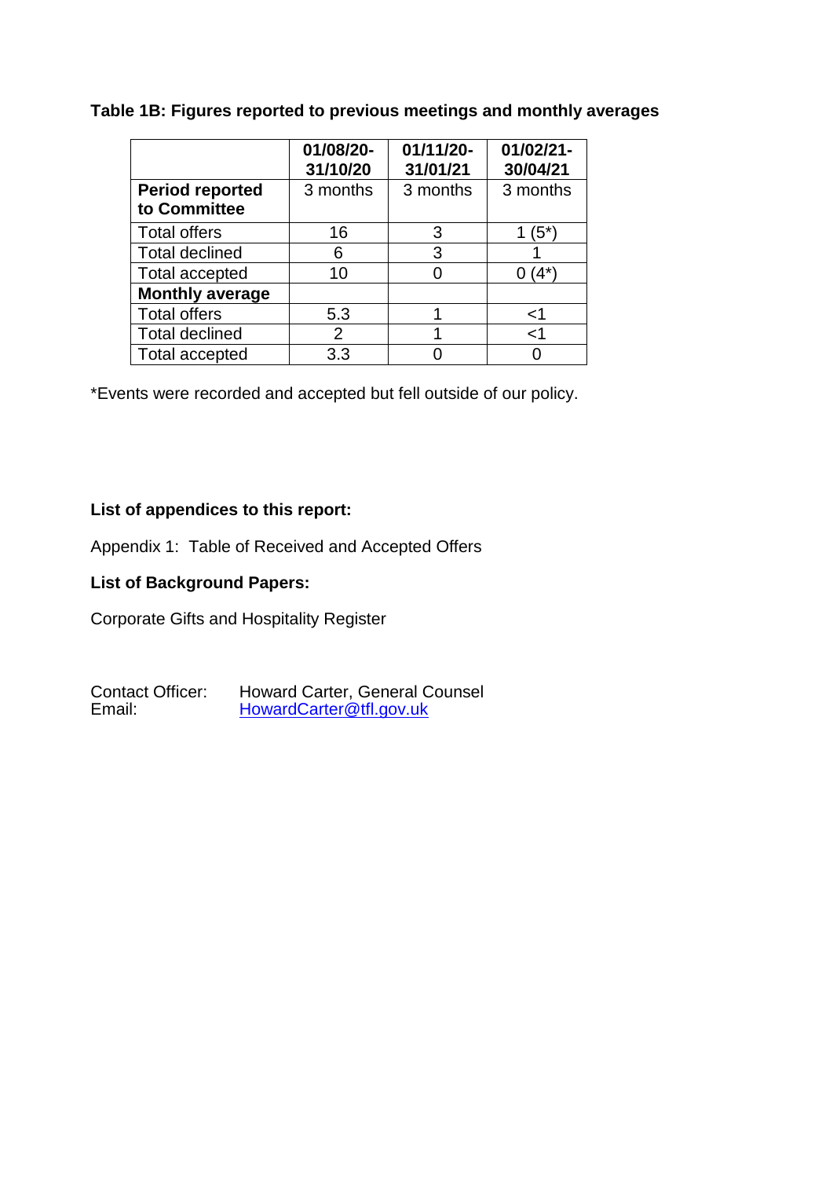**Table 1B: Figures reported to previous meetings and monthly averages**

| | 01/08/20-31/10/20 | 01/11/20-31/01/21 | 01/02/21-30/04/21 |
|---|---|---|---|
| **Period reported to Committee** | 3 months | 3 months | 3 months |
| Total offers | 16 | 3 | 1 (5*) |
| Total declined | 6 | 3 | 1 |
| Total accepted | 10 | 0 | 0 (4*) |
| **Monthly average** | | | |
| Total offers | 5.3 | 1 | <1 |
| Total declined | 2 | 1 | <1 |
| Total accepted | 3.3 | 0 | 0 |

*Events were recorded and accepted but fell outside of our policy.

**List of appendices to this report:**

Appendix 1: Table of Received and Accepted Offers

**List of Background Papers:**

Corporate Gifts and Hospitality Register

Contact Officer: Howard Carter, General Counsel
Email: HowardCarter@tfl.gov.uk